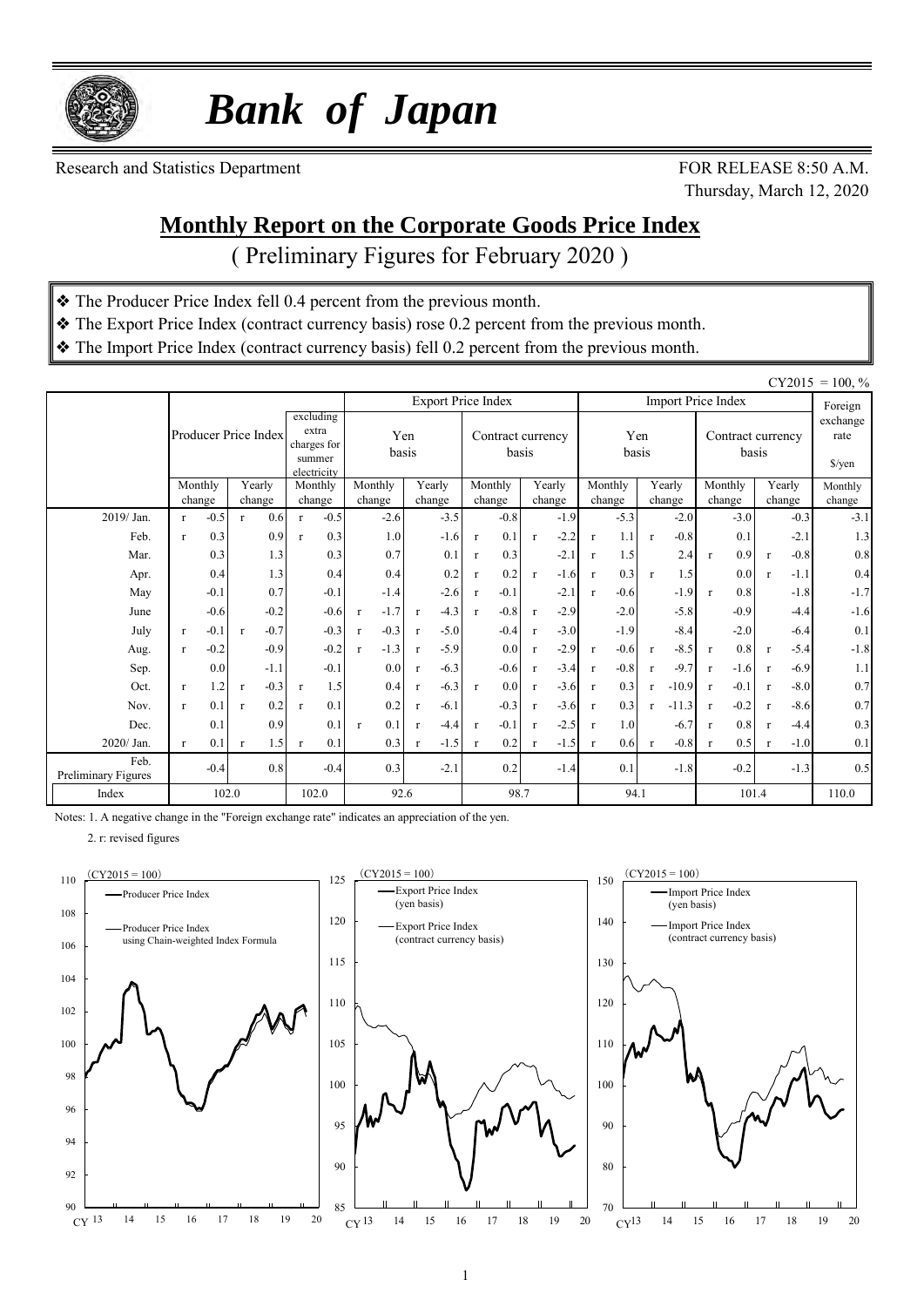# *Bank of Japan*

Research and Statistics Department

FOR RELEASE 8:50 A.M.
Thursday, March 12, 2020

## Monthly Report on the Corporate Goods Price Index

( Preliminary Figures for February 2020 )

- ❖ The Producer Price Index fell 0.4 percent from the previous month.
- ❖ The Export Price Index (contract currency basis) rose 0.2 percent from the previous month.
- ❖ The Import Price Index (contract currency basis) fell 0.2 percent from the previous month.

CY2015 = 100, %

| | Producer Price Index | | excluding extra charges for summer electricity | Export Price Index | | | | Import Price Index | | | | Foreign exchange rate |
|---|---|---|---|---|---|---|---|---|---|---|---|---|
| | | | | Yen basis | | Contract currency basis | | Yen basis | | Contract currency basis | | \$/yen |
| | Monthly change | Yearly change | Monthly change | Monthly change | Yearly change | Monthly change | Yearly change | Monthly change | Yearly change | Monthly change | Yearly change | Monthly change |
| 2019/ Jan. | r -0.5 | r 0.6 | r -0.5 | -2.6 | -3.5 | -0.8 | -1.9 | -5.3 | -2.0 | -3.0 | -0.3 | -3.1 |
| Feb. | r 0.3 | 0.9 | r 0.3 | 1.0 | -1.6 | r 0.1 | r -2.2 | r 1.1 | r -0.8 | 0.1 | -2.1 | 1.3 |
| Mar. | 0.3 | 1.3 | 0.3 | 0.7 | 0.1 | r 0.3 | -2.1 | r 1.5 | 2.4 | r 0.9 | r -0.8 | 0.8 |
| Apr. | 0.4 | 1.3 | 0.4 | 0.4 | 0.2 | r 0.2 | r -1.6 | r 0.3 | r 1.5 | 0.0 | r -1.1 | 0.4 |
| May | -0.1 | 0.7 | -0.1 | -1.4 | -2.6 | r -0.1 | -2.1 | r -0.6 | -1.9 | r 0.8 | -1.8 | -1.7 |
| June | -0.6 | -0.2 | -0.6 | r -1.7 | r -4.3 | r -0.8 | r -2.9 | -2.0 | -5.8 | -0.9 | -4.4 | -1.6 |
| July | r -0.1 | r -0.7 | -0.3 | r -0.3 | r -5.0 | -0.4 | r -3.0 | -1.9 | -8.4 | -2.0 | -6.4 | 0.1 |
| Aug. | r -0.2 | -0.9 | -0.2 | r -1.3 | r -5.9 | 0.0 | r -2.9 | r -0.6 | r -8.5 | r 0.8 | r -5.4 | -1.8 |
| Sep. | 0.0 | -1.1 | -0.1 | 0.0 | r -6.3 | -0.6 | r -3.4 | r -0.8 | r -9.7 | r -1.6 | r -6.9 | 1.1 |
| Oct. | r 1.2 | r -0.3 | r 1.5 | 0.4 | r -6.3 | r 0.0 | r -3.6 | r 0.3 | r -10.9 | r -0.1 | r -8.0 | 0.7 |
| Nov. | r 0.1 | r 0.2 | r 0.1 | 0.2 | r -6.1 | -0.3 | r -3.6 | r 0.3 | r -11.3 | r -0.2 | r -8.6 | 0.7 |
| Dec. | 0.1 | 0.9 | 0.1 | r 0.1 | r -4.4 | r -0.1 | r -2.5 | r 1.0 | -6.7 | r 0.8 | r -4.4 | 0.3 |
| 2020/ Jan. | r 0.1 | r 1.5 | r 0.1 | 0.3 | r -1.5 | r 0.2 | r -1.5 | r 0.6 | r -0.8 | r 0.5 | r -1.0 | 0.1 |
| Feb. Preliminary Figures | -0.4 | 0.8 | -0.4 | 0.3 | -2.1 | 0.2 | -1.4 | 0.1 | -1.8 | -0.2 | -1.3 | 0.5 |
| Index | 102.0 | | 102.0 | 92.6 | | 98.7 | | 94.1 | | 101.4 | | 110.0 |

Notes: 1. A negative change in the "Foreign exchange rate" indicates an appreciation of the yen.

2. r: revised figures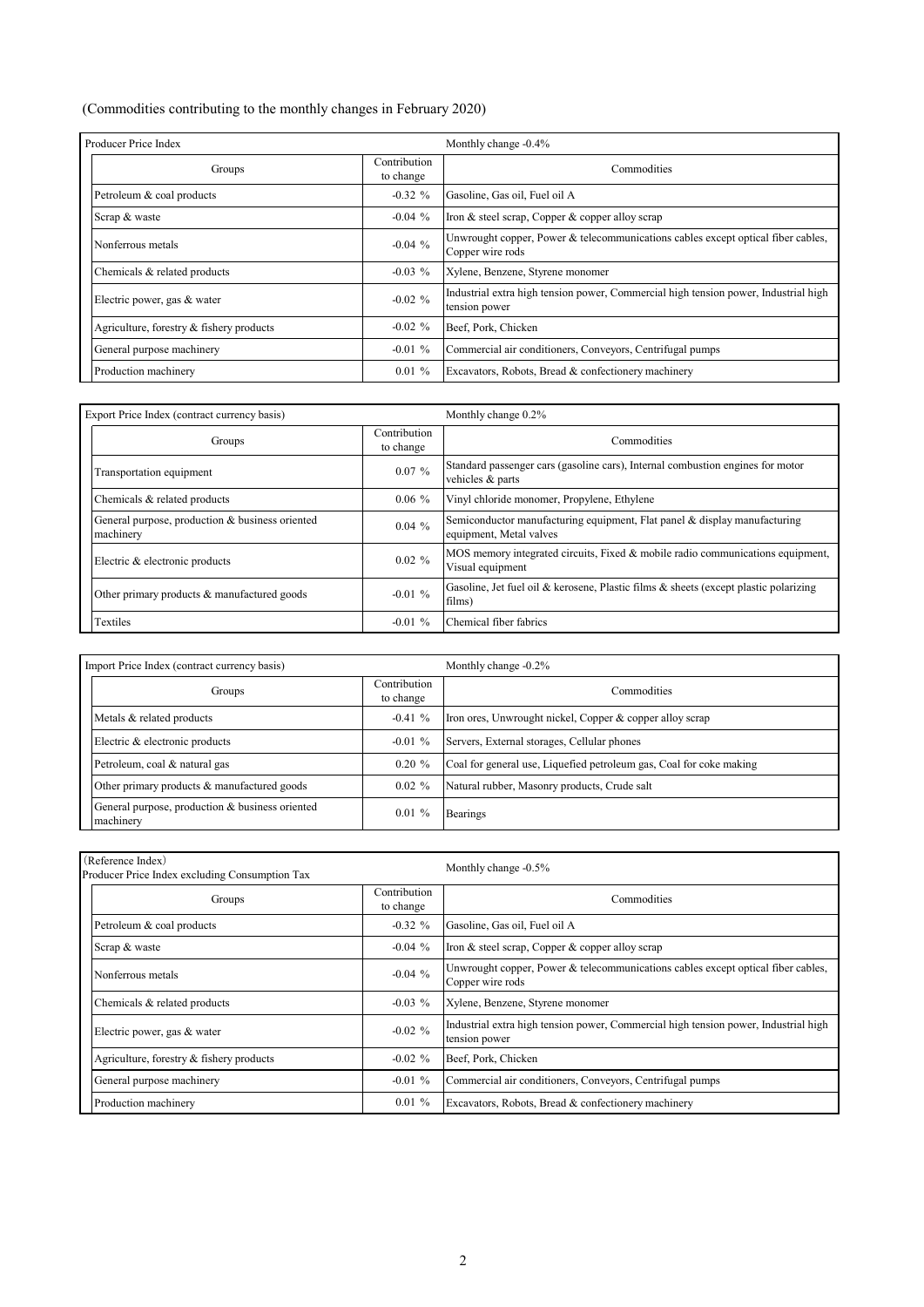(Commodities contributing to the monthly changes in February 2020)

| Producer Price Index | | Monthly change -0.4% |
|---|---|---|
| Groups | Contribution to change | Commodities |
| Petroleum & coal products | -0.32 % | Gasoline, Gas oil, Fuel oil A |
| Scrap & waste | -0.04 % | Iron & steel scrap, Copper & copper alloy scrap |
| Nonferrous metals | -0.04 % | Unwrought copper, Power & telecommunications cables except optical fiber cables, Copper wire rods |
| Chemicals & related products | -0.03 % | Xylene, Benzene, Styrene monomer |
| Electric power, gas & water | -0.02 % | Industrial extra high tension power, Commercial high tension power, Industrial high tension power |
| Agriculture, forestry & fishery products | -0.02 % | Beef, Pork, Chicken |
| General purpose machinery | -0.01 % | Commercial air conditioners, Conveyors, Centrifugal pumps |
| Production machinery | 0.01 % | Excavators, Robots, Bread & confectionery machinery |

| Export Price Index (contract currency basis) | | Monthly change 0.2% |
|---|---|---|
| Groups | Contribution to change | Commodities |
| Transportation equipment | 0.07 % | Standard passenger cars (gasoline cars), Internal combustion engines for motor vehicles & parts |
| Chemicals & related products | 0.06 % | Vinyl chloride monomer, Propylene, Ethylene |
| General purpose, production & business oriented machinery | 0.04 % | Semiconductor manufacturing equipment, Flat panel & display manufacturing equipment, Metal valves |
| Electric & electronic products | 0.02 % | MOS memory integrated circuits, Fixed & mobile radio communications equipment, Visual equipment |
| Other primary products & manufactured goods | -0.01 % | Gasoline, Jet fuel oil & kerosene, Plastic films & sheets (except plastic polarizing films) |
| Textiles | -0.01 % | Chemical fiber fabrics |

| Import Price Index (contract currency basis) | | Monthly change -0.2% |
|---|---|---|
| Groups | Contribution to change | Commodities |
| Metals & related products | -0.41 % | Iron ores, Unwrought nickel, Copper & copper alloy scrap |
| Electric & electronic products | -0.01 % | Servers, External storages, Cellular phones |
| Petroleum, coal & natural gas | 0.20 % | Coal for general use, Liquefied petroleum gas, Coal for coke making |
| Other primary products & manufactured goods | 0.02 % | Natural rubber, Masonry products, Crude salt |
| General purpose, production & business oriented machinery | 0.01 % | Bearings |

| (Reference Index) Producer Price Index excluding Consumption Tax | | Monthly change -0.5% |
|---|---|---|
| Groups | Contribution to change | Commodities |
| Petroleum & coal products | -0.32 % | Gasoline, Gas oil, Fuel oil A |
| Scrap & waste | -0.04 % | Iron & steel scrap, Copper & copper alloy scrap |
| Nonferrous metals | -0.04 % | Unwrought copper, Power & telecommunications cables except optical fiber cables, Copper wire rods |
| Chemicals & related products | -0.03 % | Xylene, Benzene, Styrene monomer |
| Electric power, gas & water | -0.02 % | Industrial extra high tension power, Commercial high tension power, Industrial high tension power |
| Agriculture, forestry & fishery products | -0.02 % | Beef, Pork, Chicken |
| General purpose machinery | -0.01 % | Commercial air conditioners, Conveyors, Centrifugal pumps |
| Production machinery | 0.01 % | Excavators, Robots, Bread & confectionery machinery |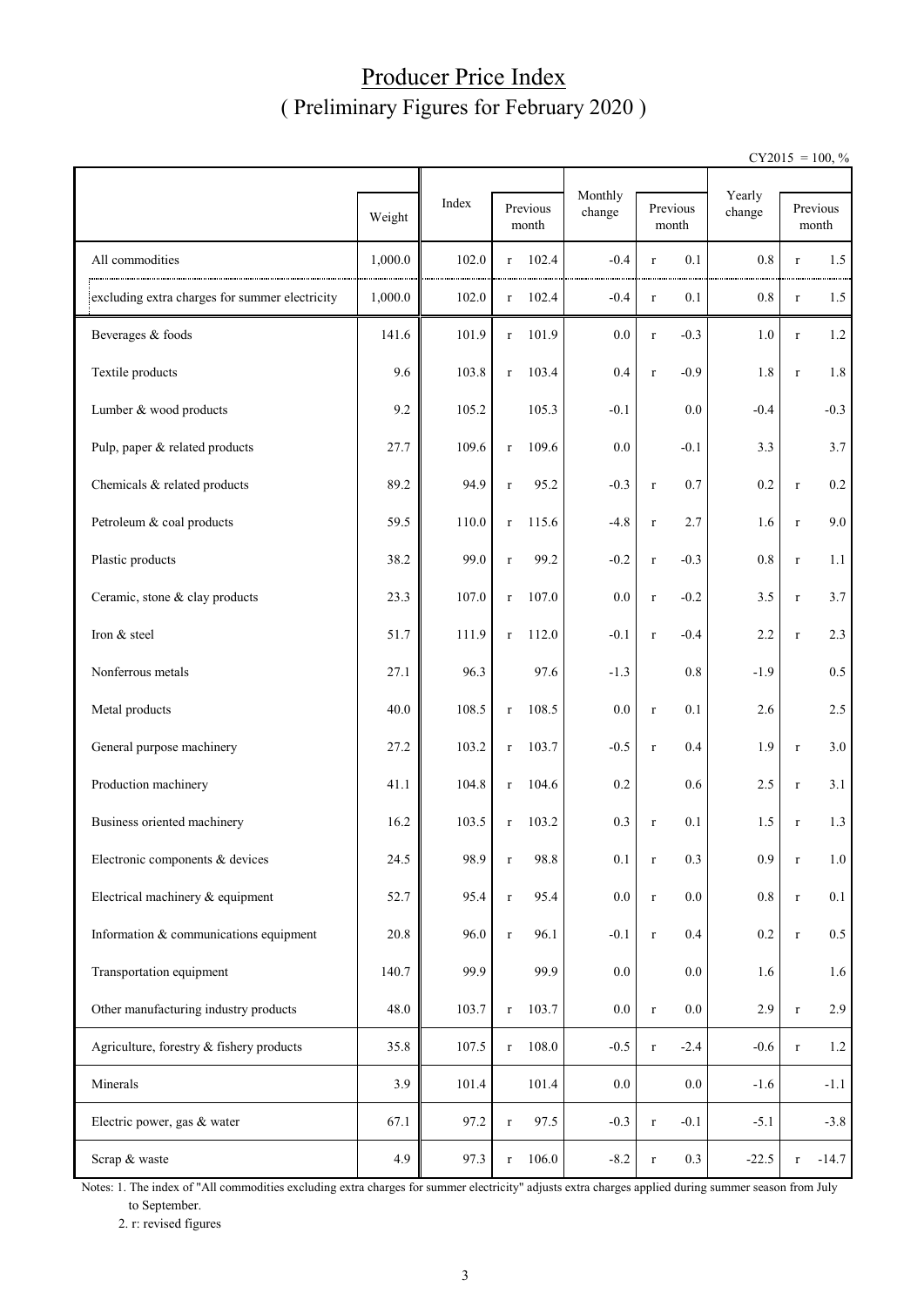# Producer Price Index
## ( Preliminary Figures for February 2020 )

CY2015 = 100, %

| | Weight | Index | Previous month | Monthly change | Previous month | Yearly change | Previous month |
|---|---|---|---|---|---|---|---|
| All commodities | 1,000.0 | 102.0 | r 102.4 | -0.4 | r 0.1 | 0.8 | r 1.5 |
| excluding extra charges for summer electricity | 1,000.0 | 102.0 | r 102.4 | -0.4 | r 0.1 | 0.8 | r 1.5 |
| Beverages & foods | 141.6 | 101.9 | r 101.9 | 0.0 | r -0.3 | 1.0 | r 1.2 |
| Textile products | 9.6 | 103.8 | r 103.4 | 0.4 | r -0.9 | 1.8 | r 1.8 |
| Lumber & wood products | 9.2 | 105.2 | 105.3 | -0.1 | 0.0 | -0.4 | -0.3 |
| Pulp, paper & related products | 27.7 | 109.6 | r 109.6 | 0.0 | -0.1 | 3.3 | 3.7 |
| Chemicals & related products | 89.2 | 94.9 | r 95.2 | -0.3 | r 0.7 | 0.2 | r 0.2 |
| Petroleum & coal products | 59.5 | 110.0 | r 115.6 | -4.8 | r 2.7 | 1.6 | r 9.0 |
| Plastic products | 38.2 | 99.0 | r 99.2 | -0.2 | r -0.3 | 0.8 | r 1.1 |
| Ceramic, stone & clay products | 23.3 | 107.0 | r 107.0 | 0.0 | r -0.2 | 3.5 | r 3.7 |
| Iron & steel | 51.7 | 111.9 | r 112.0 | -0.1 | r -0.4 | 2.2 | r 2.3 |
| Nonferrous metals | 27.1 | 96.3 | 97.6 | -1.3 | 0.8 | -1.9 | 0.5 |
| Metal products | 40.0 | 108.5 | r 108.5 | 0.0 | r 0.1 | 2.6 | 2.5 |
| General purpose machinery | 27.2 | 103.2 | r 103.7 | -0.5 | r 0.4 | 1.9 | r 3.0 |
| Production machinery | 41.1 | 104.8 | r 104.6 | 0.2 | 0.6 | 2.5 | r 3.1 |
| Business oriented machinery | 16.2 | 103.5 | r 103.2 | 0.3 | r 0.1 | 1.5 | r 1.3 |
| Electronic components & devices | 24.5 | 98.9 | r 98.8 | 0.1 | r 0.3 | 0.9 | r 1.0 |
| Electrical machinery & equipment | 52.7 | 95.4 | r 95.4 | 0.0 | r 0.0 | 0.8 | r 0.1 |
| Information & communications equipment | 20.8 | 96.0 | r 96.1 | -0.1 | r 0.4 | 0.2 | r 0.5 |
| Transportation equipment | 140.7 | 99.9 | 99.9 | 0.0 | 0.0 | 1.6 | 1.6 |
| Other manufacturing industry products | 48.0 | 103.7 | r 103.7 | 0.0 | r 0.0 | 2.9 | r 2.9 |
| Agriculture, forestry & fishery products | 35.8 | 107.5 | r 108.0 | -0.5 | r -2.4 | -0.6 | r 1.2 |
| Minerals | 3.9 | 101.4 | 101.4 | 0.0 | 0.0 | -1.6 | -1.1 |
| Electric power, gas & water | 67.1 | 97.2 | r 97.5 | -0.3 | r -0.1 | -5.1 | -3.8 |
| Scrap & waste | 4.9 | 97.3 | r 106.0 | -8.2 | r 0.3 | -22.5 | r -14.7 |

Notes: 1. The index of "All commodities excluding extra charges for summer electricity" adjusts extra charges applied during summer season from July to September.

2. r: revised figures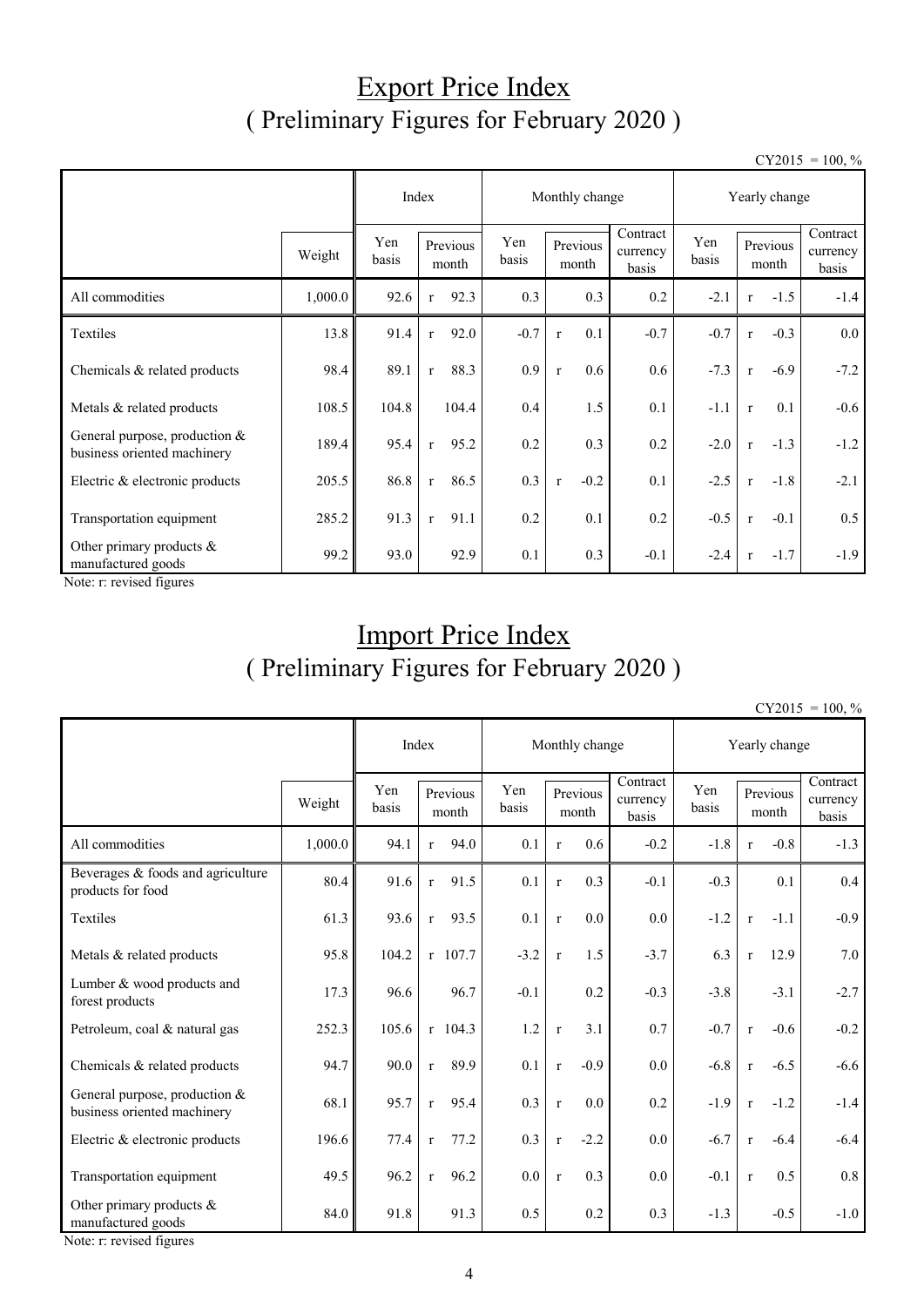# Export Price Index
## ( Preliminary Figures for February 2020 )

CY2015 = 100, %

| | Weight | Index | | Monthly change | | | Yearly change | | |
|---|---|---|---|---|---|---|---|---|---|
| | | Yen basis | Previous month | Yen basis | Previous month | Contract currency basis | Yen basis | Previous month | Contract currency basis |
| All commodities | 1,000.0 | 92.6 | r 92.3 | 0.3 | 0.3 | 0.2 | -2.1 | r -1.5 | -1.4 |
| Textiles | 13.8 | 91.4 | r 92.0 | -0.7 | r 0.1 | -0.7 | -0.7 | r -0.3 | 0.0 |
| Chemicals & related products | 98.4 | 89.1 | r 88.3 | 0.9 | r 0.6 | 0.6 | -7.3 | r -6.9 | -7.2 |
| Metals & related products | 108.5 | 104.8 | 104.4 | 0.4 | 1.5 | 0.1 | -1.1 | r 0.1 | -0.6 |
| General purpose, production & business oriented machinery | 189.4 | 95.4 | r 95.2 | 0.2 | 0.3 | 0.2 | -2.0 | r -1.3 | -1.2 |
| Electric & electronic products | 205.5 | 86.8 | r 86.5 | 0.3 | r -0.2 | 0.1 | -2.5 | r -1.8 | -2.1 |
| Transportation equipment | 285.2 | 91.3 | r 91.1 | 0.2 | 0.1 | 0.2 | -0.5 | r -0.1 | 0.5 |
| Other primary products & manufactured goods | 99.2 | 93.0 | 92.9 | 0.1 | 0.3 | -0.1 | -2.4 | r -1.7 | -1.9 |

Note: r: revised figures

# Import Price Index
## ( Preliminary Figures for February 2020 )

CY2015 = 100, %

| | Weight | Index | | Monthly change | | | Yearly change | | |
|---|---|---|---|---|---|---|---|---|---|
| | | Yen basis | Previous month | Yen basis | Previous month | Contract currency basis | Yen basis | Previous month | Contract currency basis |
| All commodities | 1,000.0 | 94.1 | r 94.0 | 0.1 | r 0.6 | -0.2 | -1.8 | r -0.8 | -1.3 |
| Beverages & foods and agriculture products for food | 80.4 | 91.6 | r 91.5 | 0.1 | r 0.3 | -0.1 | -0.3 | 0.1 | 0.4 |
| Textiles | 61.3 | 93.6 | r 93.5 | 0.1 | r 0.0 | 0.0 | -1.2 | r -1.1 | -0.9 |
| Metals & related products | 95.8 | 104.2 | r 107.7 | -3.2 | r 1.5 | -3.7 | 6.3 | r 12.9 | 7.0 |
| Lumber & wood products and forest products | 17.3 | 96.6 | 96.7 | -0.1 | 0.2 | -0.3 | -3.8 | -3.1 | -2.7 |
| Petroleum, coal & natural gas | 252.3 | 105.6 | r 104.3 | 1.2 | r 3.1 | 0.7 | -0.7 | r -0.6 | -0.2 |
| Chemicals & related products | 94.7 | 90.0 | r 89.9 | 0.1 | r -0.9 | 0.0 | -6.8 | r -6.5 | -6.6 |
| General purpose, production & business oriented machinery | 68.1 | 95.7 | r 95.4 | 0.3 | r 0.0 | 0.2 | -1.9 | r -1.2 | -1.4 |
| Electric & electronic products | 196.6 | 77.4 | r 77.2 | 0.3 | r -2.2 | 0.0 | -6.7 | r -6.4 | -6.4 |
| Transportation equipment | 49.5 | 96.2 | r 96.2 | 0.0 | r 0.3 | 0.0 | -0.1 | r 0.5 | 0.8 |
| Other primary products & manufactured goods | 84.0 | 91.8 | 91.3 | 0.5 | 0.2 | 0.3 | -1.3 | -0.5 | -1.0 |

Note: r: revised figures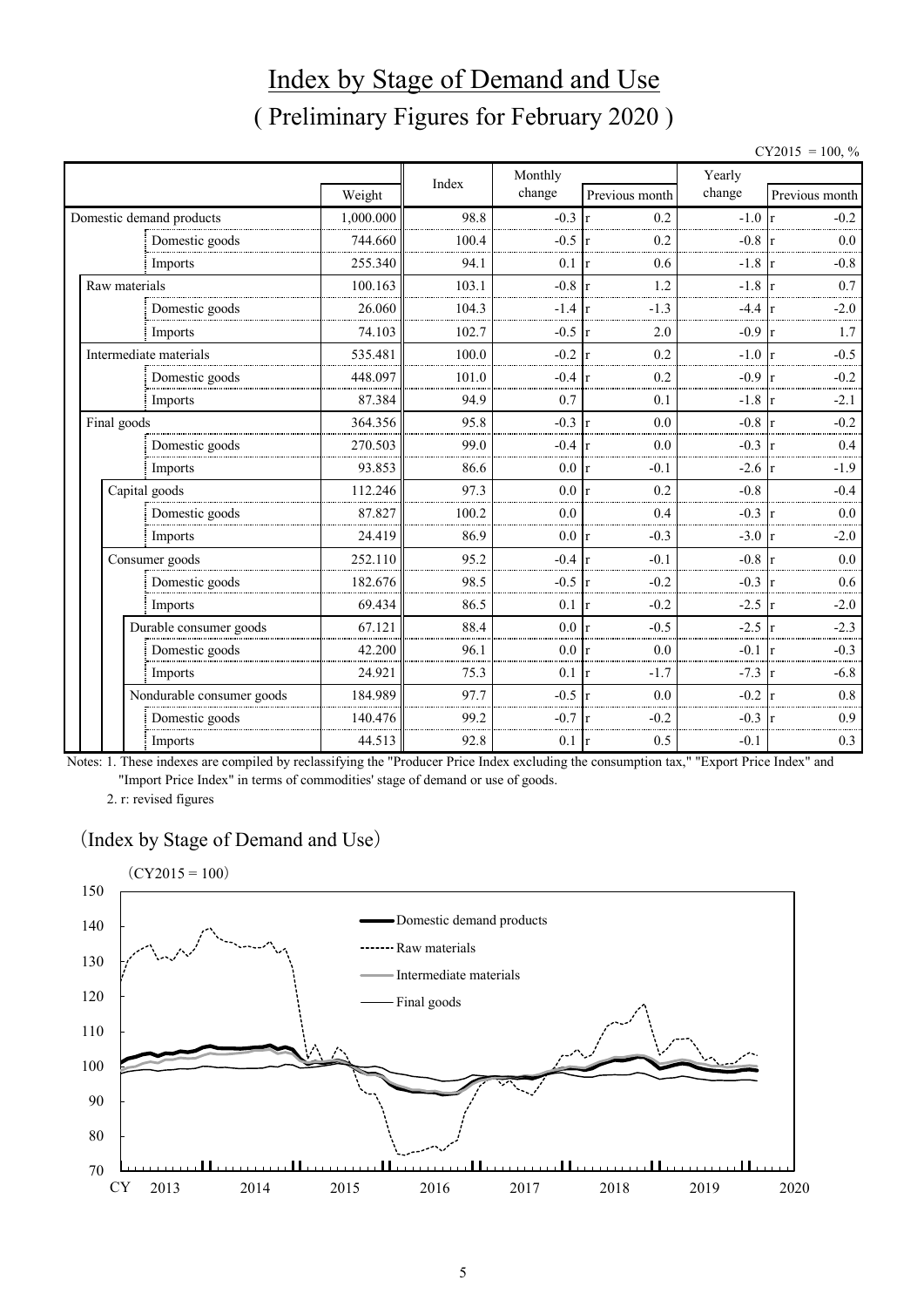# Index by Stage of Demand and Use

## ( Preliminary Figures for February 2020 )

CY2015 = 100, %

| | Weight | Index | Monthly change | Previous month | Yearly change | Previous month |
|---|---|---|---|---|---|---|
| Domestic demand products | 1,000.000 | 98.8 | -0.3 | r 0.2 | -1.0 | r -0.2 |
| Domestic goods | 744.660 | 100.4 | -0.5 | r 0.2 | -0.8 | r 0.0 |
| Imports | 255.340 | 94.1 | 0.1 | r 0.6 | -1.8 | r -0.8 |
| Raw materials | 100.163 | 103.1 | -0.8 | r 1.2 | -1.8 | r 0.7 |
| Domestic goods | 26.060 | 104.3 | -1.4 | r -1.3 | -4.4 | r -2.0 |
| Imports | 74.103 | 102.7 | -0.5 | r 2.0 | -0.9 | r 1.7 |
| Intermediate materials | 535.481 | 100.0 | -0.2 | r 0.2 | -1.0 | r -0.5 |
| Domestic goods | 448.097 | 101.0 | -0.4 | r 0.2 | -0.9 | r -0.2 |
| Imports | 87.384 | 94.9 | 0.7 | 0.1 | -1.8 | r -2.1 |
| Final goods | 364.356 | 95.8 | -0.3 | r 0.0 | -0.8 | r -0.2 |
| Domestic goods | 270.503 | 99.0 | -0.4 | r 0.0 | -0.3 | r 0.4 |
| Imports | 93.853 | 86.6 | 0.0 | r -0.1 | -2.6 | r -1.9 |
| Capital goods | 112.246 | 97.3 | 0.0 | r 0.2 | -0.8 | -0.4 |
| Domestic goods | 87.827 | 100.2 | 0.0 | 0.4 | -0.3 | r 0.0 |
| Imports | 24.419 | 86.9 | 0.0 | r -0.3 | -3.0 | r -2.0 |
| Consumer goods | 252.110 | 95.2 | -0.4 | r -0.1 | -0.8 | r 0.0 |
| Domestic goods | 182.676 | 98.5 | -0.5 | r -0.2 | -0.3 | r 0.6 |
| Imports | 69.434 | 86.5 | 0.1 | r -0.2 | -2.5 | r -2.0 |
| Durable consumer goods | 67.121 | 88.4 | 0.0 | r -0.5 | -2.5 | r -2.3 |
| Domestic goods | 42.200 | 96.1 | 0.0 | r 0.0 | -0.1 | r -0.3 |
| Imports | 24.921 | 75.3 | 0.1 | r -1.7 | -7.3 | r -6.8 |
| Nondurable consumer goods | 184.989 | 97.7 | -0.5 | r 0.0 | -0.2 | r 0.8 |
| Domestic goods | 140.476 | 99.2 | -0.7 | r -0.2 | -0.3 | r 0.9 |
| Imports | 44.513 | 92.8 | 0.1 | r 0.5 | -0.1 | 0.3 |

Notes: 1. These indexes are compiled by reclassifying the "Producer Price Index excluding the consumption tax," "Export Price Index" and "Import Price Index" in terms of commodities' stage of demand or use of goods.

2. r: revised figures

(Index by Stage of Demand and Use)

(CY2015 = 100)

Legend: Domestic demand products; Raw materials; Intermediate materials; Final goods

CY 2013 2014 2015 2016 2017 2018 2019 2020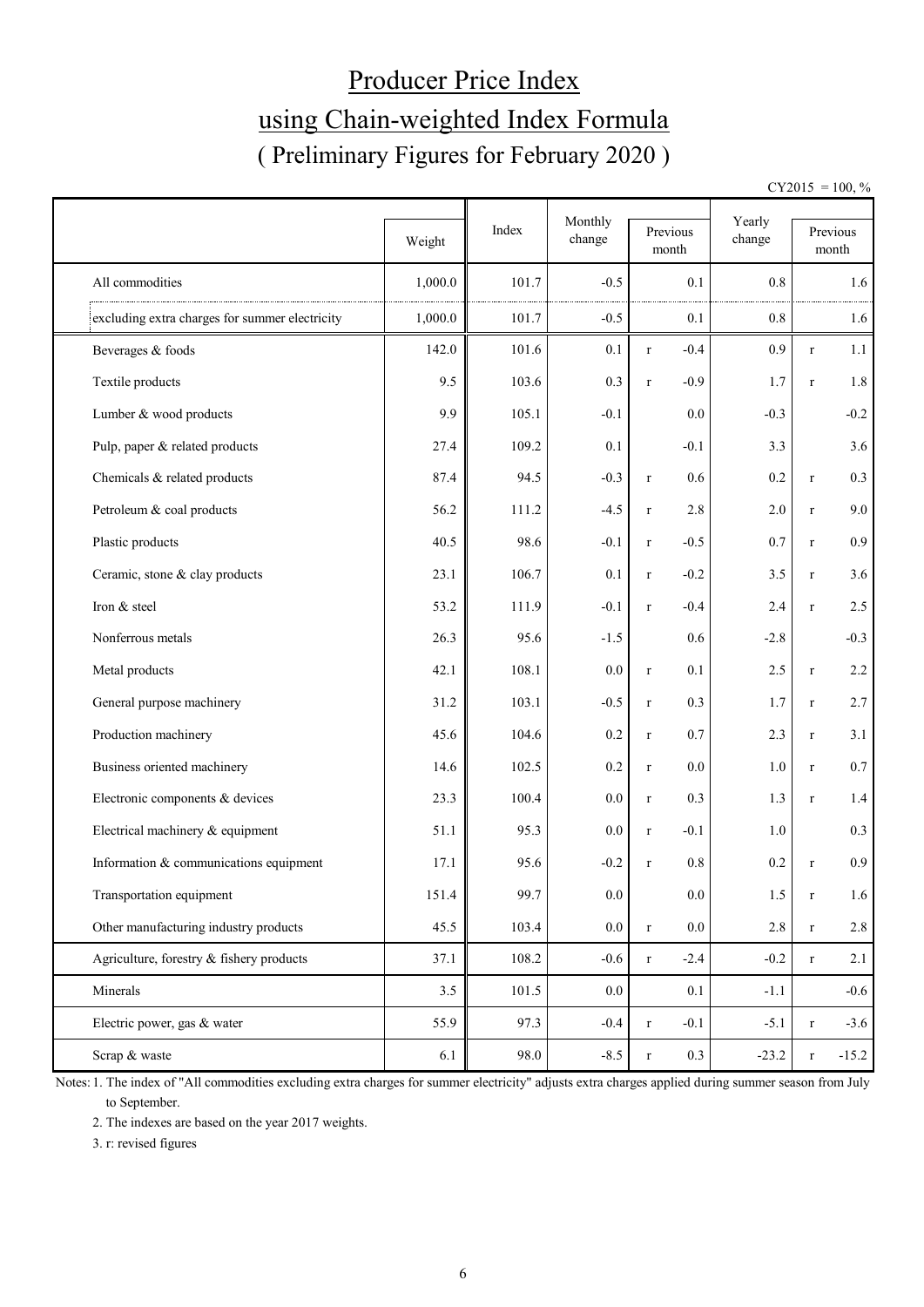# Producer Price Index

# using Chain-weighted Index Formula

## ( Preliminary Figures for February 2020 )

CY2015 = 100, %

| | Weight | Index | Monthly change | Previous month | Yearly change | Previous month |
|---|---|---|---|---|---|---|
| All commodities | 1,000.0 | 101.7 | -0.5 | 0.1 | 0.8 | 1.6 |
| excluding extra charges for summer electricity | 1,000.0 | 101.7 | -0.5 | 0.1 | 0.8 | 1.6 |
| Beverages & foods | 142.0 | 101.6 | 0.1 | r -0.4 | 0.9 | r 1.1 |
| Textile products | 9.5 | 103.6 | 0.3 | r -0.9 | 1.7 | r 1.8 |
| Lumber & wood products | 9.9 | 105.1 | -0.1 | 0.0 | -0.3 | -0.2 |
| Pulp, paper & related products | 27.4 | 109.2 | 0.1 | -0.1 | 3.3 | 3.6 |
| Chemicals & related products | 87.4 | 94.5 | -0.3 | r 0.6 | 0.2 | r 0.3 |
| Petroleum & coal products | 56.2 | 111.2 | -4.5 | r 2.8 | 2.0 | r 9.0 |
| Plastic products | 40.5 | 98.6 | -0.1 | r -0.5 | 0.7 | r 0.9 |
| Ceramic, stone & clay products | 23.1 | 106.7 | 0.1 | r -0.2 | 3.5 | r 3.6 |
| Iron & steel | 53.2 | 111.9 | -0.1 | r -0.4 | 2.4 | r 2.5 |
| Nonferrous metals | 26.3 | 95.6 | -1.5 | 0.6 | -2.8 | -0.3 |
| Metal products | 42.1 | 108.1 | 0.0 | r 0.1 | 2.5 | r 2.2 |
| General purpose machinery | 31.2 | 103.1 | -0.5 | r 0.3 | 1.7 | r 2.7 |
| Production machinery | 45.6 | 104.6 | 0.2 | r 0.7 | 2.3 | r 3.1 |
| Business oriented machinery | 14.6 | 102.5 | 0.2 | r 0.0 | 1.0 | r 0.7 |
| Electronic components & devices | 23.3 | 100.4 | 0.0 | r 0.3 | 1.3 | r 1.4 |
| Electrical machinery & equipment | 51.1 | 95.3 | 0.0 | r -0.1 | 1.0 | 0.3 |
| Information & communications equipment | 17.1 | 95.6 | -0.2 | r 0.8 | 0.2 | r 0.9 |
| Transportation equipment | 151.4 | 99.7 | 0.0 | 0.0 | 1.5 | r 1.6 |
| Other manufacturing industry products | 45.5 | 103.4 | 0.0 | r 0.0 | 2.8 | r 2.8 |
| Agriculture, forestry & fishery products | 37.1 | 108.2 | -0.6 | r -2.4 | -0.2 | r 2.1 |
| Minerals | 3.5 | 101.5 | 0.0 | 0.1 | -1.1 | -0.6 |
| Electric power, gas & water | 55.9 | 97.3 | -0.4 | r -0.1 | -5.1 | r -3.6 |
| Scrap & waste | 6.1 | 98.0 | -8.5 | r 0.3 | -23.2 | r -15.2 |

Notes: 1. The index of "All commodities excluding extra charges for summer electricity" adjusts extra charges applied during summer season from July to September.

2. The indexes are based on the year 2017 weights.

3. r: revised figures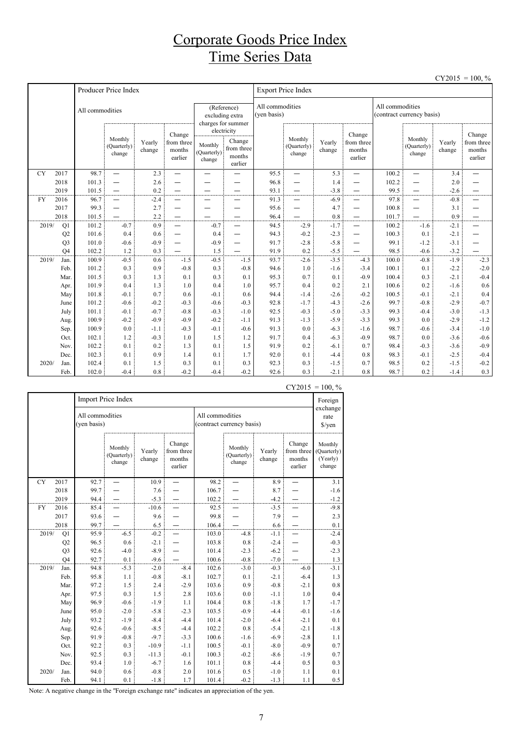# Corporate Goods Price Index
# Time Series Data

CY2015 = 100, %

| | | Producer Price Index | | | | | | Export Price Index | | | | | | | |
|---|---|---|---|---|---|---|---|---|---|---|---|---|---|---|---|
| | | All commodities | | | | (Reference) excluding extra charges for summer electricity | | All commodities (yen basis) | | | | All commodities (contract currency basis) | | | |
| | | | Monthly (Quarterly) change | Yearly change | Change from three months earlier | Monthly (Quarterly) change | Change from three months earlier | | Monthly (Quarterly) change | Yearly change | Change from three months earlier | | Monthly (Quarterly) change | Yearly change | Change from three months earlier |
| CY | 2017 | 98.7 | — | 2.3 | — | — | — | 95.5 | — | 5.3 | — | 100.2 | — | 3.4 | — |
| | 2018 | 101.3 | — | 2.6 | — | — | — | 96.8 | — | 1.4 | — | 102.2 | — | 2.0 | — |
| | 2019 | 101.5 | — | 0.2 | — | — | — | 93.1 | — | -3.8 | — | 99.5 | — | -2.6 | — |
| FY | 2016 | 96.7 | — | -2.4 | — | — | — | 91.3 | — | -6.9 | — | 97.8 | — | -0.8 | — |
| | 2017 | 99.3 | — | 2.7 | — | — | — | 95.6 | — | 4.7 | — | 100.8 | — | 3.1 | — |
| | 2018 | 101.5 | — | 2.2 | — | — | — | 96.4 | — | 0.8 | — | 101.7 | — | 0.9 | — |
| 2019/ | Q1 | 101.2 | -0.7 | 0.9 | — | -0.7 | — | 94.5 | -2.9 | -1.7 | — | 100.2 | -1.6 | -2.1 | — |
| | Q2 | 101.6 | 0.4 | 0.6 | — | 0.4 | — | 94.3 | -0.2 | -2.3 | — | 100.3 | 0.1 | -2.1 | — |
| | Q3 | 101.0 | -0.6 | -0.9 | — | -0.9 | — | 91.7 | -2.8 | -5.8 | — | 99.1 | -1.2 | -3.1 | — |
| | Q4 | 102.2 | 1.2 | 0.3 | — | 1.5 | — | 91.9 | 0.2 | -5.5 | — | 98.5 | -0.6 | -3.2 | — |
| 2019/ | Jan. | 100.9 | -0.5 | 0.6 | -1.5 | -0.5 | -1.5 | 93.7 | -2.6 | -3.5 | -4.3 | 100.0 | -0.8 | -1.9 | -2.3 |
| | Feb. | 101.2 | 0.3 | 0.9 | -0.8 | 0.3 | -0.8 | 94.6 | 1.0 | -1.6 | -3.4 | 100.1 | 0.1 | -2.2 | -2.0 |
| | Mar. | 101.5 | 0.3 | 1.3 | 0.1 | 0.3 | 0.1 | 95.3 | 0.7 | 0.1 | -0.9 | 100.4 | 0.3 | -2.1 | -0.4 |
| | Apr. | 101.9 | 0.4 | 1.3 | 1.0 | 0.4 | 1.0 | 95.7 | 0.4 | 0.2 | 2.1 | 100.6 | 0.2 | -1.6 | 0.6 |
| | May | 101.8 | -0.1 | 0.7 | 0.6 | -0.1 | 0.6 | 94.4 | -1.4 | -2.6 | -0.2 | 100.5 | -0.1 | -2.1 | 0.4 |
| | June | 101.2 | -0.6 | -0.2 | -0.3 | -0.6 | -0.3 | 92.8 | -1.7 | -4.3 | -2.6 | 99.7 | -0.8 | -2.9 | -0.7 |
| | July | 101.1 | -0.1 | -0.7 | -0.8 | -0.3 | -1.0 | 92.5 | -0.3 | -5.0 | -3.3 | 99.3 | -0.4 | -3.0 | -1.3 |
| | Aug. | 100.9 | -0.2 | -0.9 | -0.9 | -0.2 | -1.1 | 91.3 | -1.3 | -5.9 | -3.3 | 99.3 | 0.0 | -2.9 | -1.2 |
| | Sep. | 100.9 | 0.0 | -1.1 | -0.3 | -0.1 | -0.6 | 91.3 | 0.0 | -6.3 | -1.6 | 98.7 | -0.6 | -3.4 | -1.0 |
| | Oct. | 102.1 | 1.2 | -0.3 | 1.0 | 1.5 | 1.2 | 91.7 | 0.4 | -6.3 | -0.9 | 98.7 | 0.0 | -3.6 | -0.6 |
| | Nov. | 102.2 | 0.1 | 0.2 | 1.3 | 0.1 | 1.5 | 91.9 | 0.2 | -6.1 | 0.7 | 98.4 | -0.3 | -3.6 | -0.9 |
| | Dec. | 102.3 | 0.1 | 0.9 | 1.4 | 0.1 | 1.7 | 92.0 | 0.1 | -4.4 | 0.8 | 98.3 | -0.1 | -2.5 | -0.4 |
| 2020/ | Jan. | 102.4 | 0.1 | 1.5 | 0.3 | 0.1 | 0.3 | 92.3 | 0.3 | -1.5 | 0.7 | 98.5 | 0.2 | -1.5 | -0.2 |
| | Feb. | 102.0 | -0.4 | 0.8 | -0.2 | -0.4 | -0.2 | 92.6 | 0.3 | -2.1 | 0.8 | 98.7 | 0.2 | -1.4 | 0.3 |

CY2015 = 100, %

| | | Import Price Index | | | | | | | | Foreign exchange rate $/yen |
|---|---|---|---|---|---|---|---|---|---|---|
| | | All commodities (yen basis) | | | | All commodities (contract currency basis) | | | | |
| | | | Monthly (Quarterly) change | Yearly change | Change from three months earlier | | Monthly (Quarterly) change | Yearly change | Change from three months earlier | Monthly (Quarterly) (Yearly) change |
| CY | 2017 | 92.7 | — | 10.9 | — | 98.2 | — | 8.9 | — | 3.1 |
| | 2018 | 99.7 | — | 7.6 | — | 106.7 | — | 8.7 | — | -1.6 |
| | 2019 | 94.4 | — | -5.3 | — | 102.2 | — | -4.2 | — | -1.2 |
| FY | 2016 | 85.4 | — | -10.6 | — | 92.5 | — | -3.5 | — | -9.8 |
| | 2017 | 93.6 | — | 9.6 | — | 99.8 | — | 7.9 | — | 2.3 |
| | 2018 | 99.7 | — | 6.5 | — | 106.4 | — | 6.6 | — | 0.1 |
| 2019/ | Q1 | 95.9 | -6.5 | -0.2 | — | 103.0 | -4.8 | -1.1 | — | -2.4 |
| | Q2 | 96.5 | 0.6 | -2.1 | — | 103.8 | 0.8 | -2.4 | — | -0.3 |
| | Q3 | 92.6 | -4.0 | -8.9 | — | 101.4 | -2.3 | -6.2 | — | -2.3 |
| | Q4 | 92.7 | 0.1 | -9.6 | — | 100.6 | -0.8 | -7.0 | — | 1.3 |
| 2019/ | Jan. | 94.8 | -5.3 | -2.0 | -8.4 | 102.6 | -3.0 | -0.3 | -6.0 | -3.1 |
| | Feb. | 95.8 | 1.1 | -0.8 | -8.1 | 102.7 | 0.1 | -2.1 | -6.4 | 1.3 |
| | Mar. | 97.2 | 1.5 | 2.4 | -2.9 | 103.6 | 0.9 | -0.8 | -2.1 | 0.8 |
| | Apr. | 97.5 | 0.3 | 1.5 | 2.8 | 103.6 | 0.0 | -1.1 | 1.0 | 0.4 |
| | May | 96.9 | -0.6 | -1.9 | 1.1 | 104.4 | 0.8 | -1.8 | 1.7 | -1.7 |
| | June | 95.0 | -2.0 | -5.8 | -2.3 | 103.5 | -0.9 | -4.4 | -0.1 | -1.6 |
| | July | 93.2 | -1.9 | -8.4 | -4.4 | 101.4 | -2.0 | -6.4 | -2.1 | 0.1 |
| | Aug. | 92.6 | -0.6 | -8.5 | -4.4 | 102.2 | 0.8 | -5.4 | -2.1 | -1.8 |
| | Sep. | 91.9 | -0.8 | -9.7 | -3.3 | 100.6 | -1.6 | -6.9 | -2.8 | 1.1 |
| | Oct. | 92.2 | 0.3 | -10.9 | -1.1 | 100.5 | -0.1 | -8.0 | -0.9 | 0.7 |
| | Nov. | 92.5 | 0.3 | -11.3 | -0.1 | 100.3 | -0.2 | -8.6 | -1.9 | 0.7 |
| | Dec. | 93.4 | 1.0 | -6.7 | 1.6 | 101.1 | 0.8 | -4.4 | 0.5 | 0.3 |
| 2020/ | Jan. | 94.0 | 0.6 | -0.8 | 2.0 | 101.6 | 0.5 | -1.0 | 1.1 | 0.1 |
| | Feb. | 94.1 | 0.1 | -1.8 | 1.7 | 101.4 | -0.2 | -1.3 | 1.1 | 0.5 |

Note: A negative change in the "Foreign exchange rate" indicates an appreciation of the yen.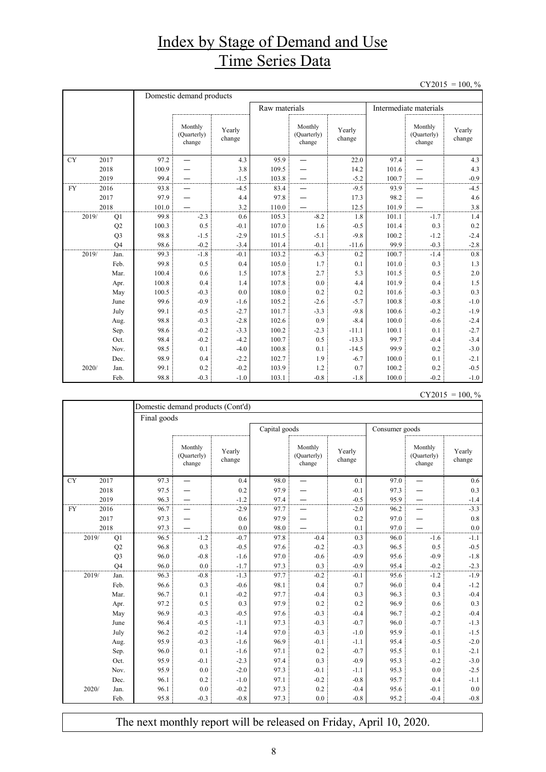# Index by Stage of Demand and Use
# Time Series Data

CY2015 = 100, %

| | | Domestic demand products | | | | | | | | |
|---|---|---|---|---|---|---|---|---|---|---|
| | | | | | Raw materials | | | Intermediate materials | | |
| | | | Monthly (Quarterly) change | Yearly change | | Monthly (Quarterly) change | Yearly change | | Monthly (Quarterly) change | Yearly change |
| CY | 2017 | 97.2 | — | 4.3 | 95.9 | — | 22.0 | 97.4 | — | 4.3 |
| | 2018 | 100.9 | — | 3.8 | 109.5 | — | 14.2 | 101.6 | — | 4.3 |
| | 2019 | 99.4 | — | -1.5 | 103.8 | — | -5.2 | 100.7 | — | -0.9 |
| FY | 2016 | 93.8 | — | -4.5 | 83.4 | — | -9.5 | 93.9 | — | -4.5 |
| | 2017 | 97.9 | — | 4.4 | 97.8 | — | 17.3 | 98.2 | — | 4.6 |
| | 2018 | 101.0 | — | 3.2 | 110.0 | — | 12.5 | 101.9 | — | 3.8 |
| 2019/ | Q1 | 99.8 | -2.3 | 0.6 | 105.3 | -8.2 | 1.8 | 101.1 | -1.7 | 1.4 |
| | Q2 | 100.3 | 0.5 | -0.1 | 107.0 | 1.6 | -0.5 | 101.4 | 0.3 | 0.2 |
| | Q3 | 98.8 | -1.5 | -2.9 | 101.5 | -5.1 | -9.8 | 100.2 | -1.2 | -2.4 |
| | Q4 | 98.6 | -0.2 | -3.4 | 101.4 | -0.1 | -11.6 | 99.9 | -0.3 | -2.8 |
| 2019/ | Jan. | 99.3 | -1.8 | -0.1 | 103.2 | -6.3 | 0.2 | 100.7 | -1.4 | 0.8 |
| | Feb. | 99.8 | 0.5 | 0.4 | 105.0 | 1.7 | 0.1 | 101.0 | 0.3 | 1.3 |
| | Mar. | 100.4 | 0.6 | 1.5 | 107.8 | 2.7 | 5.3 | 101.5 | 0.5 | 2.0 |
| | Apr. | 100.8 | 0.4 | 1.4 | 107.8 | 0.0 | 4.4 | 101.9 | 0.4 | 1.5 |
| | May | 100.5 | -0.3 | 0.0 | 108.0 | 0.2 | 0.2 | 101.6 | -0.3 | 0.3 |
| | June | 99.6 | -0.9 | -1.6 | 105.2 | -2.6 | -5.7 | 100.8 | -0.8 | -1.0 |
| | July | 99.1 | -0.5 | -2.7 | 101.7 | -3.3 | -9.8 | 100.6 | -0.2 | -1.9 |
| | Aug. | 98.8 | -0.3 | -2.8 | 102.6 | 0.9 | -8.4 | 100.0 | -0.6 | -2.4 |
| | Sep. | 98.6 | -0.2 | -3.3 | 100.2 | -2.3 | -11.1 | 100.1 | 0.1 | -2.7 |
| | Oct. | 98.4 | -0.2 | -4.2 | 100.7 | 0.5 | -13.3 | 99.7 | -0.4 | -3.4 |
| | Nov. | 98.5 | 0.1 | -4.0 | 100.8 | 0.1 | -14.5 | 99.9 | 0.2 | -3.0 |
| | Dec. | 98.9 | 0.4 | -2.2 | 102.7 | 1.9 | -6.7 | 100.0 | 0.1 | -2.1 |
| 2020/ | Jan. | 99.1 | 0.2 | -0.2 | 103.9 | 1.2 | 0.7 | 100.2 | 0.2 | -0.5 |
| | Feb. | 98.8 | -0.3 | -1.0 | 103.1 | -0.8 | -1.8 | 100.0 | -0.2 | -1.0 |

CY2015 = 100, %

| | | Domestic demand products (Cont'd) | | | | | | | | |
|---|---|---|---|---|---|---|---|---|---|---|
| | | Final goods | | | | | | | | |
| | | | | | Capital goods | | | Consumer goods | | |
| | | | Monthly (Quarterly) change | Yearly change | | Monthly (Quarterly) change | Yearly change | | Monthly (Quarterly) change | Yearly change |
| CY | 2017 | 97.3 | — | 0.4 | 98.0 | — | 0.1 | 97.0 | — | 0.6 |
| | 2018 | 97.5 | — | 0.2 | 97.9 | — | -0.1 | 97.3 | — | 0.3 |
| | 2019 | 96.3 | — | -1.2 | 97.4 | — | -0.5 | 95.9 | — | -1.4 |
| FY | 2016 | 96.7 | — | -2.9 | 97.7 | — | -2.0 | 96.2 | — | -3.3 |
| | 2017 | 97.3 | — | 0.6 | 97.9 | — | 0.2 | 97.0 | — | 0.8 |
| | 2018 | 97.3 | — | 0.0 | 98.0 | — | 0.1 | 97.0 | — | 0.0 |
| 2019/ | Q1 | 96.5 | -1.2 | -0.7 | 97.8 | -0.4 | 0.3 | 96.0 | -1.6 | -1.1 |
| | Q2 | 96.8 | 0.3 | -0.5 | 97.6 | -0.2 | -0.3 | 96.5 | 0.5 | -0.5 |
| | Q3 | 96.0 | -0.8 | -1.6 | 97.0 | -0.6 | -0.9 | 95.6 | -0.9 | -1.8 |
| | Q4 | 96.0 | 0.0 | -1.7 | 97.3 | 0.3 | -0.9 | 95.4 | -0.2 | -2.3 |
| 2019/ | Jan. | 96.3 | -0.8 | -1.3 | 97.7 | -0.2 | -0.1 | 95.6 | -1.2 | -1.9 |
| | Feb. | 96.6 | 0.3 | -0.6 | 98.1 | 0.4 | 0.7 | 96.0 | 0.4 | -1.2 |
| | Mar. | 96.7 | 0.1 | -0.2 | 97.7 | -0.4 | 0.3 | 96.3 | 0.3 | -0.4 |
| | Apr. | 97.2 | 0.5 | 0.3 | 97.9 | 0.2 | 0.2 | 96.9 | 0.6 | 0.3 |
| | May | 96.9 | -0.3 | -0.5 | 97.6 | -0.3 | -0.4 | 96.7 | -0.2 | -0.4 |
| | June | 96.4 | -0.5 | -1.1 | 97.3 | -0.3 | -0.7 | 96.0 | -0.7 | -1.3 |
| | July | 96.2 | -0.2 | -1.4 | 97.0 | -0.3 | -1.0 | 95.9 | -0.1 | -1.5 |
| | Aug. | 95.9 | -0.3 | -1.6 | 96.9 | -0.1 | -1.1 | 95.4 | -0.5 | -2.0 |
| | Sep. | 96.0 | 0.1 | -1.6 | 97.1 | 0.2 | -0.7 | 95.5 | 0.1 | -2.1 |
| | Oct. | 95.9 | -0.1 | -2.3 | 97.4 | 0.3 | -0.9 | 95.3 | -0.2 | -3.0 |
| | Nov. | 95.9 | 0.0 | -2.0 | 97.3 | -0.1 | -1.1 | 95.3 | 0.0 | -2.5 |
| | Dec. | 96.1 | 0.2 | -1.0 | 97.1 | -0.2 | -0.8 | 95.7 | 0.4 | -1.1 |
| 2020/ | Jan. | 96.1 | 0.0 | -0.2 | 97.3 | 0.2 | -0.4 | 95.6 | -0.1 | 0.0 |
| | Feb. | 95.8 | -0.3 | -0.8 | 97.3 | 0.0 | -0.8 | 95.2 | -0.4 | -0.8 |

The next monthly report will be released on Friday, April 10, 2020.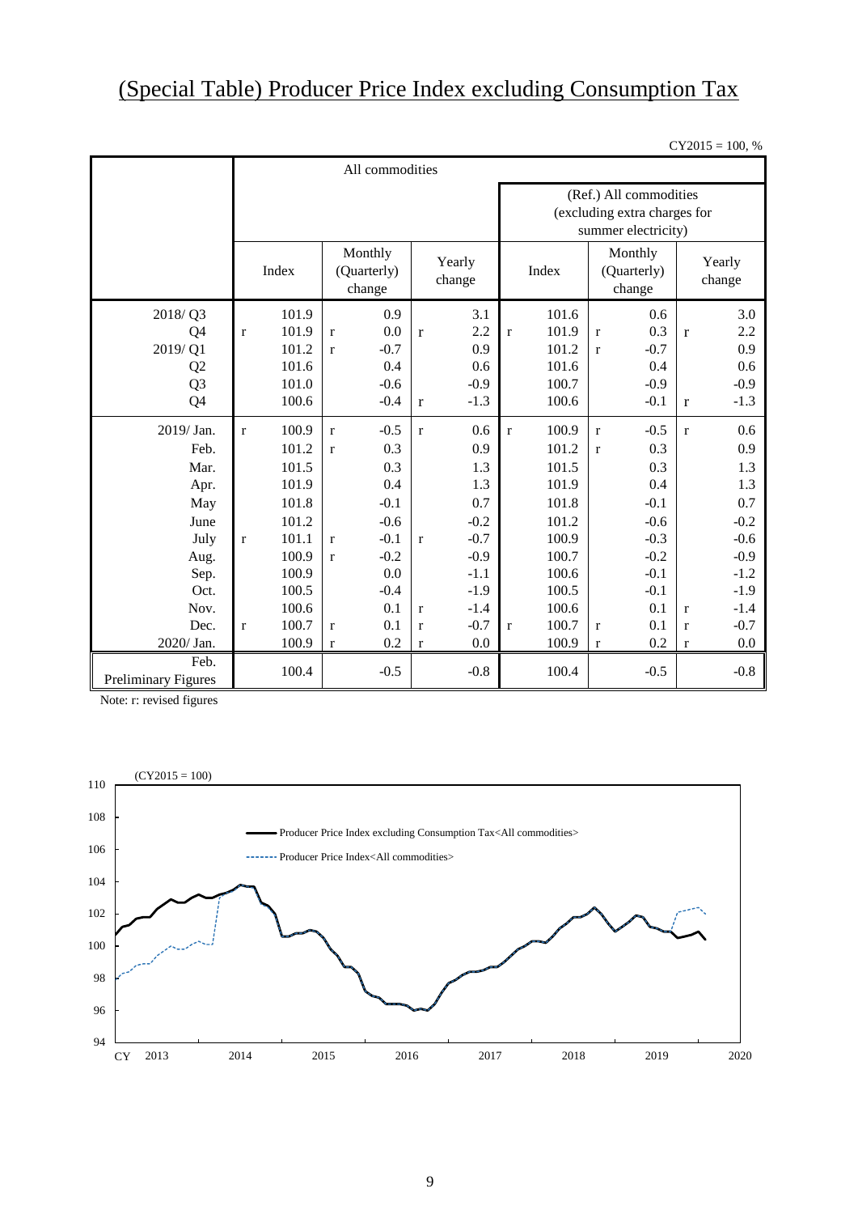# (Special Table) Producer Price Index excluding Consumption Tax

CY2015 = 100, %

| | All commodities | | | (Ref.) All commodities (excluding extra charges for summer electricity) | | |
|---|---|---|---|---|---|---|
| | Index | Monthly (Quarterly) change | Yearly change | Index | Monthly (Quarterly) change | Yearly change |
| 2018/ Q3 | 101.9 | 0.9 | 3.1 | 101.6 | 0.6 | 3.0 |
| Q4 | r 101.9 | r 0.0 | r 2.2 | r 101.9 | r 0.3 | r 2.2 |
| 2019/ Q1 | 101.2 | r -0.7 | 0.9 | 101.2 | r -0.7 | 0.9 |
| Q2 | 101.6 | 0.4 | 0.6 | 101.6 | 0.4 | 0.6 |
| Q3 | 101.0 | -0.6 | -0.9 | 100.7 | -0.9 | -0.9 |
| Q4 | 100.6 | -0.4 | r -1.3 | 100.6 | -0.1 | r -1.3 |
| 2019/ Jan. | r 100.9 | r -0.5 | r 0.6 | r 100.9 | r -0.5 | r 0.6 |
| Feb. | 101.2 | r 0.3 | 0.9 | 101.2 | r 0.3 | 0.9 |
| Mar. | 101.5 | 0.3 | 1.3 | 101.5 | 0.3 | 1.3 |
| Apr. | 101.9 | 0.4 | 1.3 | 101.9 | 0.4 | 1.3 |
| May | 101.8 | -0.1 | 0.7 | 101.8 | -0.1 | 0.7 |
| June | 101.2 | -0.6 | -0.2 | 101.2 | -0.6 | -0.2 |
| July | r 101.1 | r -0.1 | r -0.7 | 100.9 | -0.3 | -0.6 |
| Aug. | 100.9 | r -0.2 | -0.9 | 100.7 | -0.2 | -0.9 |
| Sep. | 100.9 | 0.0 | -1.1 | 100.6 | -0.1 | -1.2 |
| Oct. | 100.5 | -0.4 | -1.9 | 100.5 | -0.1 | -1.9 |
| Nov. | 100.6 | 0.1 | r -1.4 | 100.6 | 0.1 | r -1.4 |
| Dec. | r 100.7 | r 0.1 | r -0.7 | r 100.7 | r 0.1 | r -0.7 |
| 2020/ Jan. | 100.9 | r 0.2 | r 0.0 | 100.9 | r 0.2 | r 0.0 |
| Feb. Preliminary Figures | 100.4 | -0.5 | -0.8 | 100.4 | -0.5 | -0.8 |

Note: r: revised figures

(CY2015 = 100)

Producer Price Index excluding Consumption Tax<All commodities>

Producer Price Index<All commodities>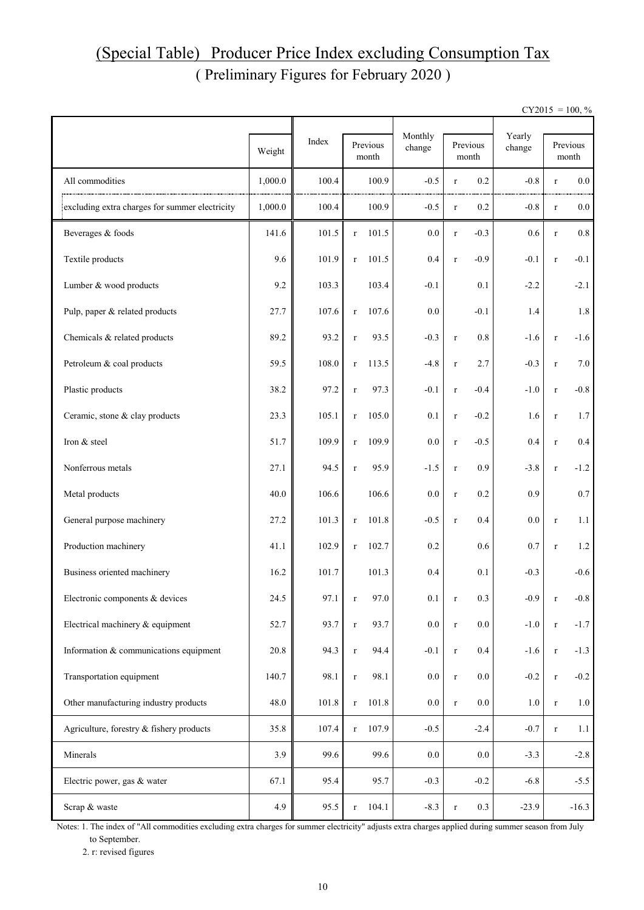# (Special Table) Producer Price Index excluding Consumption Tax

## ( Preliminary Figures for February 2020 )

CY2015 = 100, %

| | Weight | Index | Previous month | Monthly change | Previous month | Yearly change | Previous month |
|---|---|---|---|---|---|---|---|
| All commodities | 1,000.0 | 100.4 | 100.9 | -0.5 | r 0.2 | -0.8 | r 0.0 |
| excluding extra charges for summer electricity | 1,000.0 | 100.4 | 100.9 | -0.5 | r 0.2 | -0.8 | r 0.0 |
| Beverages & foods | 141.6 | 101.5 | r 101.5 | 0.0 | r -0.3 | 0.6 | r 0.8 |
| Textile products | 9.6 | 101.9 | r 101.5 | 0.4 | r -0.9 | -0.1 | r -0.1 |
| Lumber & wood products | 9.2 | 103.3 | 103.4 | -0.1 | 0.1 | -2.2 | -2.1 |
| Pulp, paper & related products | 27.7 | 107.6 | r 107.6 | 0.0 | -0.1 | 1.4 | 1.8 |
| Chemicals & related products | 89.2 | 93.2 | r 93.5 | -0.3 | r 0.8 | -1.6 | r -1.6 |
| Petroleum & coal products | 59.5 | 108.0 | r 113.5 | -4.8 | r 2.7 | -0.3 | r 7.0 |
| Plastic products | 38.2 | 97.2 | r 97.3 | -0.1 | r -0.4 | -1.0 | r -0.8 |
| Ceramic, stone & clay products | 23.3 | 105.1 | r 105.0 | 0.1 | r -0.2 | 1.6 | r 1.7 |
| Iron & steel | 51.7 | 109.9 | r 109.9 | 0.0 | r -0.5 | 0.4 | r 0.4 |
| Nonferrous metals | 27.1 | 94.5 | r 95.9 | -1.5 | r 0.9 | -3.8 | r -1.2 |
| Metal products | 40.0 | 106.6 | 106.6 | 0.0 | r 0.2 | 0.9 | 0.7 |
| General purpose machinery | 27.2 | 101.3 | r 101.8 | -0.5 | r 0.4 | 0.0 | r 1.1 |
| Production machinery | 41.1 | 102.9 | r 102.7 | 0.2 | 0.6 | 0.7 | r 1.2 |
| Business oriented machinery | 16.2 | 101.7 | 101.3 | 0.4 | 0.1 | -0.3 | -0.6 |
| Electronic components & devices | 24.5 | 97.1 | r 97.0 | 0.1 | r 0.3 | -0.9 | r -0.8 |
| Electrical machinery & equipment | 52.7 | 93.7 | r 93.7 | 0.0 | r 0.0 | -1.0 | r -1.7 |
| Information & communications equipment | 20.8 | 94.3 | r 94.4 | -0.1 | r 0.4 | -1.6 | r -1.3 |
| Transportation equipment | 140.7 | 98.1 | r 98.1 | 0.0 | r 0.0 | -0.2 | r -0.2 |
| Other manufacturing industry products | 48.0 | 101.8 | r 101.8 | 0.0 | r 0.0 | 1.0 | r 1.0 |
| Agriculture, forestry & fishery products | 35.8 | 107.4 | r 107.9 | -0.5 | -2.4 | -0.7 | r 1.1 |
| Minerals | 3.9 | 99.6 | 99.6 | 0.0 | 0.0 | -3.3 | -2.8 |
| Electric power, gas & water | 67.1 | 95.4 | 95.7 | -0.3 | -0.2 | -6.8 | -5.5 |
| Scrap & waste | 4.9 | 95.5 | r 104.1 | -8.3 | r 0.3 | -23.9 | -16.3 |

Notes: 1. The index of "All commodities excluding extra charges for summer electricity" adjusts extra charges applied during summer season from July to September.

2. r: revised figures